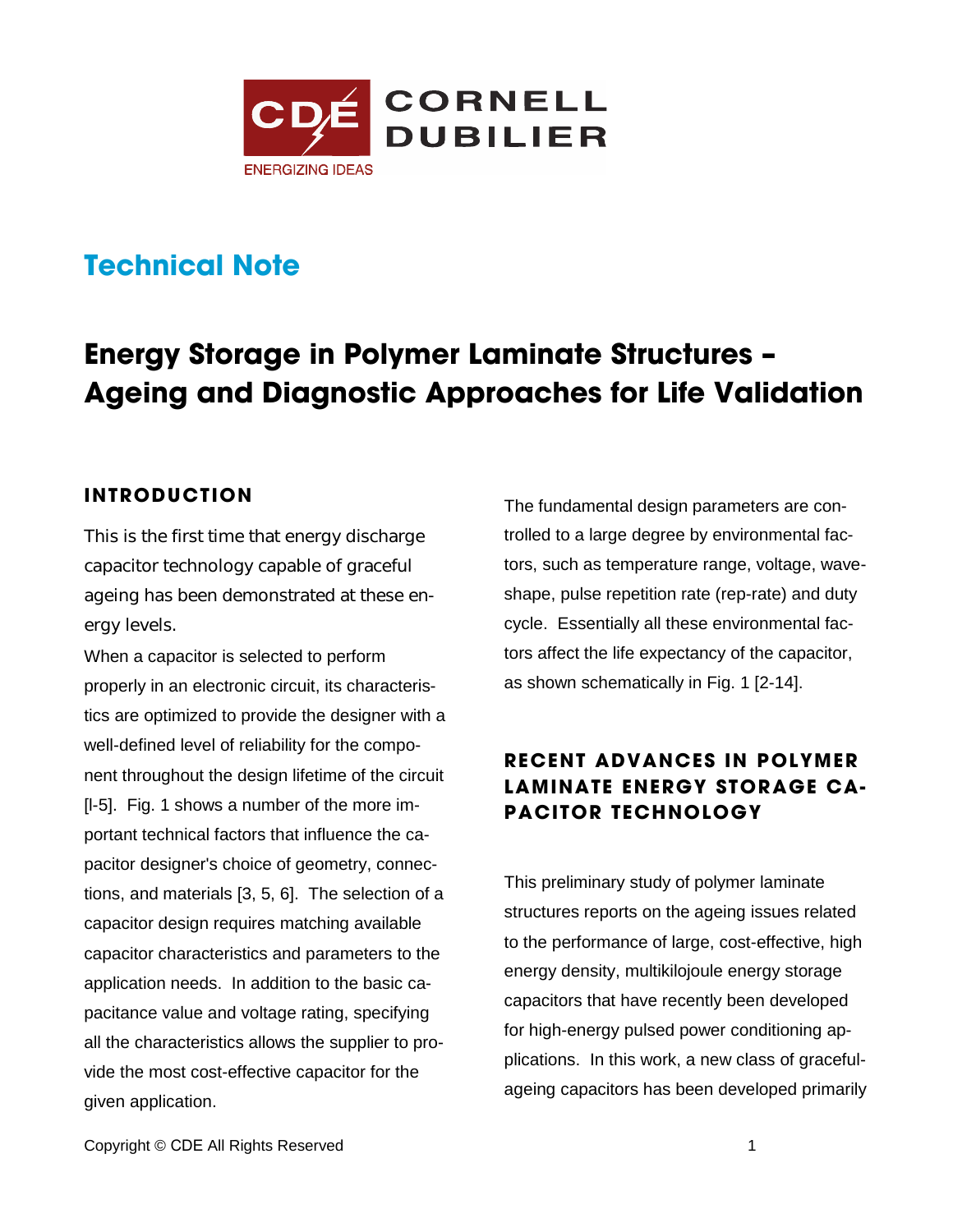# Technical Note

# Energy Storage in Polymer Laminate Structures – Ageing and Diagnostic Approaches for Life Validation

## INTRODUCTION

This is the first time that energy discharge capacitor technology capable of graceful ageing has been demonstrated at these energy levels.

When a capacitor is selected to perform properly in an electronic circuit, its characteristics are optimized to provide the designer with a well-defined level of reliability for the component throughout the design lifetime of the circuit [l-5]. Fig. 1 shows a number of the more important technical factors that influence the capacitor designer's choice of geometry, connections, and materials [3, 5, 6]. The selection of a capacitor design requires matching available capacitor characteristics and parameters to the application needs. In addition to the basic capacitance value and voltage rating, specifying all the characteristics allows the supplier to provide the most cost-effective capacitor for the given application.

The fundamental design parameters are controlled to a large degree by environmental factors, such as temperature range, voltage, waveshape, pulse repetition rate (rep-rate) and duty cycle. Essentially all these environmental factors affect the life expectancy of the capacitor, as shown schematically in Fig. 1 [2-14].

## RECENT ADVANCES IN POLYMER LAMINATE ENERGY STORAGE CAPACITOR TECHNOLOGY

This preliminary study of polymer laminate structures reports on the ageing issues related to the performance of large, cost-effective, high energy density, multikilojoule energy storage capacitors that have recently been developed for high-energy pulsed power conditioning applications. In this work, a new class of graceful-ageing capacitors has been developed primarily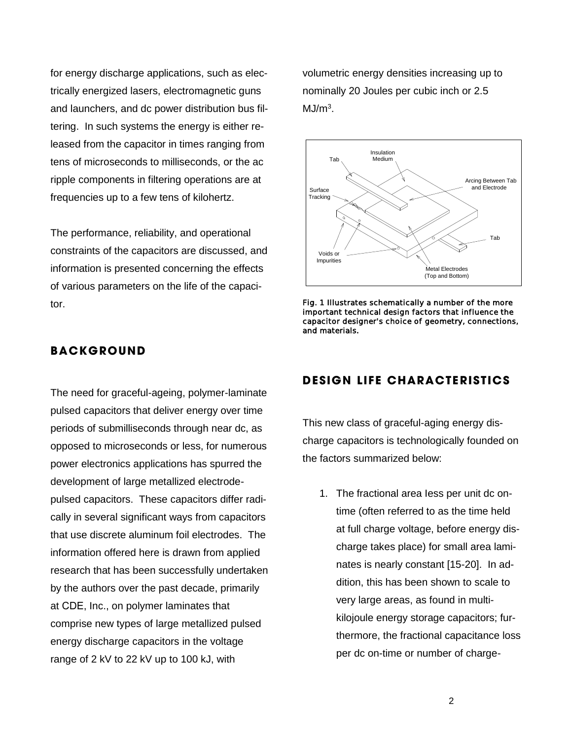for energy discharge applications, such as electrically energized lasers, electromagnetic guns and launchers, and dc power distribution bus filtering. In such systems the energy is either released from the capacitor in times ranging from tens of microseconds to milliseconds, or the ac ripple components in filtering operations are at frequencies up to a few tens of kilohertz.

The performance, reliability, and operational constraints of the capacitors are discussed, and information is presented concerning the effects of various parameters on the life of the capacitor.

## BACKGROUND

The need for graceful-ageing, polymer-laminate pulsed capacitors that deliver energy over time periods of submilliseconds through near dc, as opposed to microseconds or less, for numerous power electronics applications has spurred the development of large metallized electrode-pulsed capacitors. These capacitors differ radically in several significant ways from capacitors that use discrete aluminum foil electrodes. The information offered here is drawn from applied research that has been successfully undertaken by the authors over the past decade, primarily at CDE, Inc., on polymer laminates that comprise new types of large metallized pulsed energy discharge capacitors in the voltage range of 2 kV to 22 kV up to 100 kJ, with volumetric energy densities increasing up to nominally 20 Joules per cubic inch or 2.5 $MJ/m^3$.

Fig. 1 Illustrates schematically a number of the more important technical design factors that influence the capacitor designer's choice of geometry, connections, and materials.

## DESIGN LIFE CHARACTERISTICS

This new class of graceful-aging energy discharge capacitors is technologically founded on the factors summarized below:

1. The fractional area less per unit dc on-time (often referred to as the time held at full charge voltage, before energy discharge takes place) for small area laminates is nearly constant [15-20]. In addition, this has been shown to scale to very large areas, as found in multi-kilojoule energy storage capacitors; furthermore, the fractional capacitance loss per dc on-time or number of charge-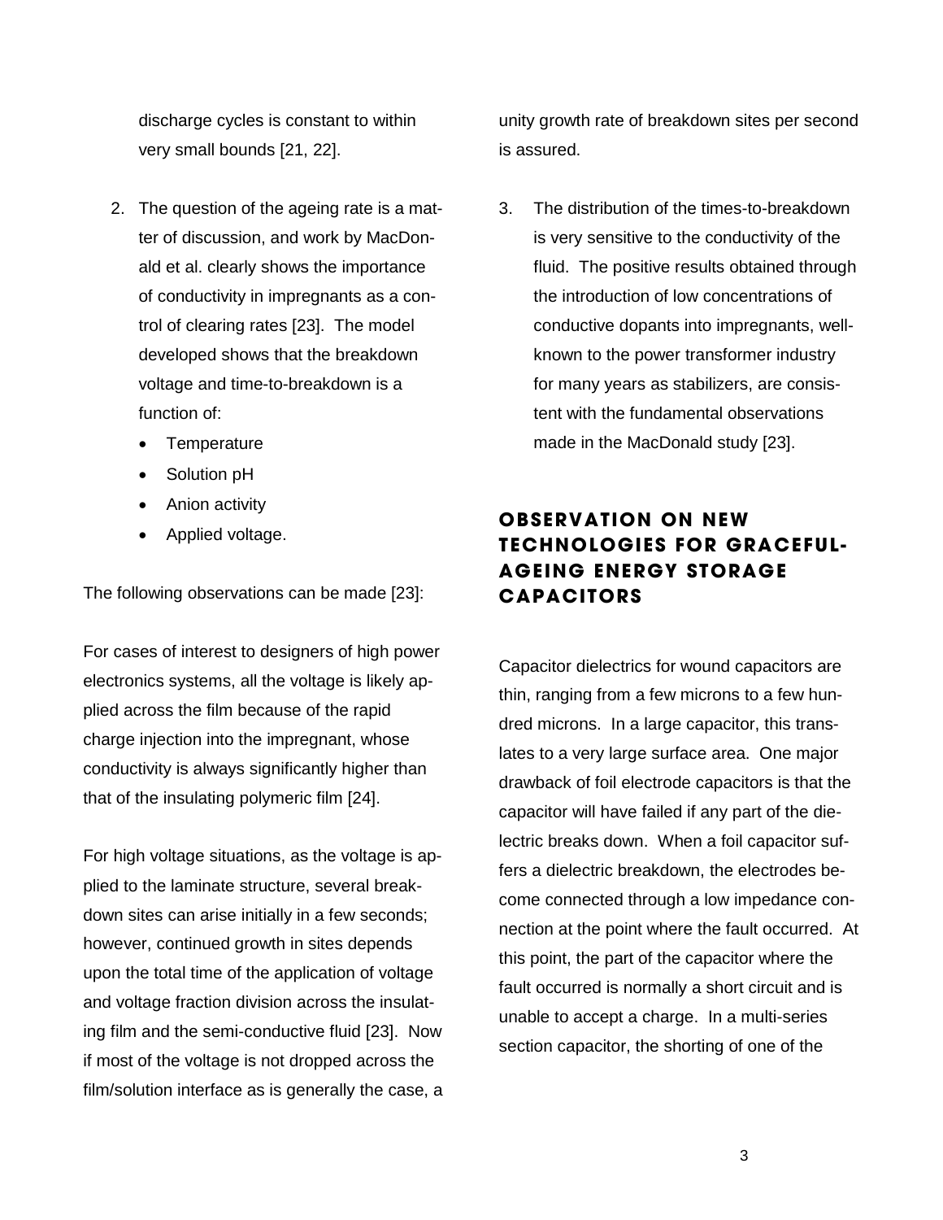discharge cycles is constant to within very small bounds [21, 22].

2. The question of the ageing rate is a matter of discussion, and work by MacDonald et al. clearly shows the importance of conductivity in impregnants as a control of clearing rates [23]. The model developed shows that the breakdown voltage and time-to-breakdown is a function of:
   - Temperature
   - Solution pH
   - Anion activity
   - Applied voltage.

The following observations can be made [23]:

For cases of interest to designers of high power electronics systems, all the voltage is likely applied across the film because of the rapid charge injection into the impregnant, whose conductivity is always significantly higher than that of the insulating polymeric film [24].

For high voltage situations, as the voltage is applied to the laminate structure, several breakdown sites can arise initially in a few seconds; however, continued growth in sites depends upon the total time of the application of voltage and voltage fraction division across the insulating film and the semi-conductive fluid [23]. Now if most of the voltage is not dropped across the film/solution interface as is generally the case, a unity growth rate of breakdown sites per second is assured.

3. The distribution of the times-to-breakdown is very sensitive to the conductivity of the fluid. The positive results obtained through the introduction of low concentrations of conductive dopants into impregnants, well-known to the power transformer industry for many years as stabilizers, are consistent with the fundamental observations made in the MacDonald study [23].

## OBSERVATION ON NEW TECHNOLOGIES FOR GRACEFUL-AGEING ENERGY STORAGE CAPACITORS

Capacitor dielectrics for wound capacitors are thin, ranging from a few microns to a few hundred microns. In a large capacitor, this translates to a very large surface area. One major drawback of foil electrode capacitors is that the capacitor will have failed if any part of the dielectric breaks down. When a foil capacitor suffers a dielectric breakdown, the electrodes become connected through a low impedance connection at the point where the fault occurred. At this point, the part of the capacitor where the fault occurred is normally a short circuit and is unable to accept a charge. In a multi-series section capacitor, the shorting of one of the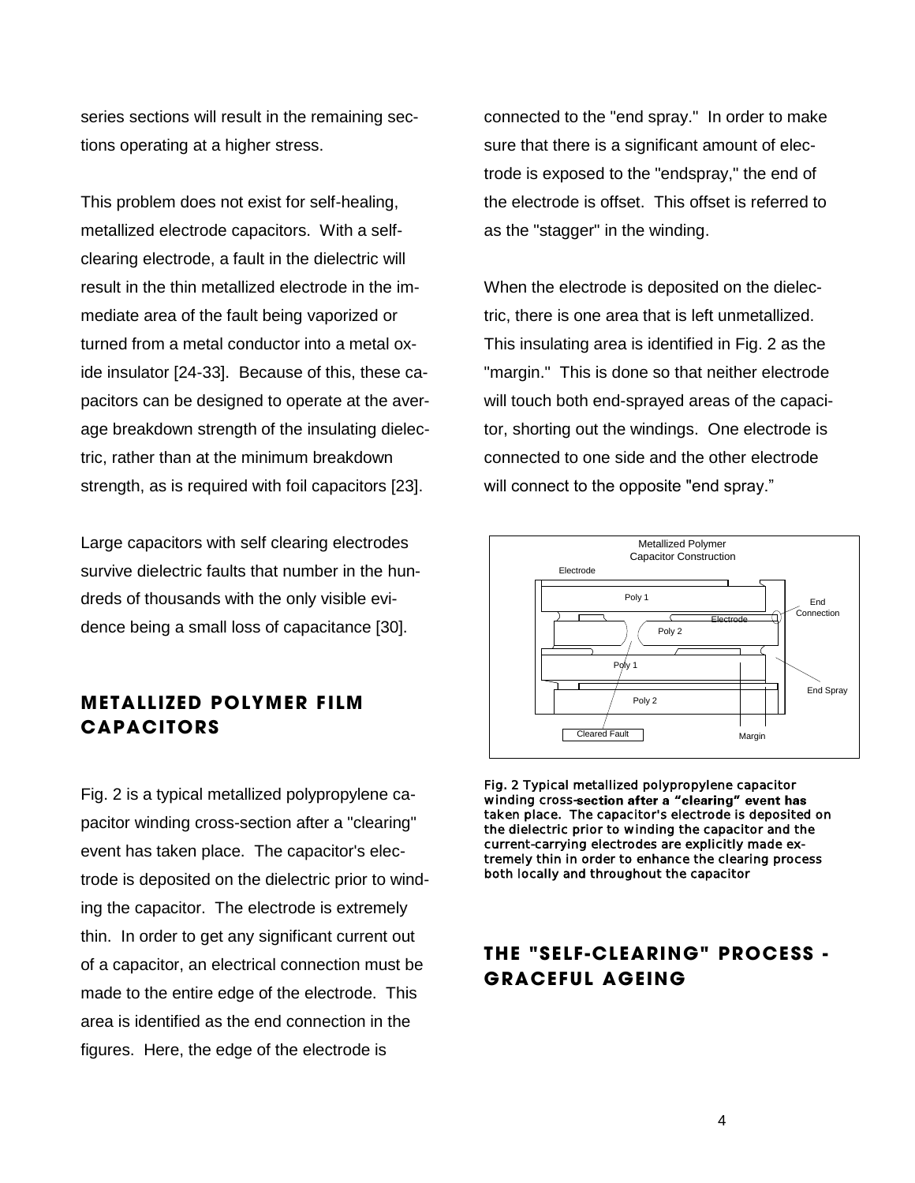series sections will result in the remaining sections operating at a higher stress.

This problem does not exist for self-healing, metallized electrode capacitors. With a self-clearing electrode, a fault in the dielectric will result in the thin metallized electrode in the immediate area of the fault being vaporized or turned from a metal conductor into a metal oxide insulator [24-33]. Because of this, these capacitors can be designed to operate at the average breakdown strength of the insulating dielectric, rather than at the minimum breakdown strength, as is required with foil capacitors [23].

Large capacitors with self clearing electrodes survive dielectric faults that number in the hundreds of thousands with the only visible evidence being a small loss of capacitance [30].

## METALLIZED POLYMER FILM CAPACITORS

Fig. 2 is a typical metallized polypropylene capacitor winding cross-section after a "clearing" event has taken place. The capacitor's electrode is deposited on the dielectric prior to winding the capacitor. The electrode is extremely thin. In order to get any significant current out of a capacitor, an electrical connection must be made to the entire edge of the electrode. This area is identified as the end connection in the figures. Here, the edge of the electrode is connected to the "end spray." In order to make sure that there is a significant amount of electrode is exposed to the "endspray," the end of the electrode is offset. This offset is referred to as the "stagger" in the winding.

When the electrode is deposited on the dielectric, there is one area that is left unmetallized. This insulating area is identified in Fig. 2 as the "margin." This is done so that neither electrode will touch both end-sprayed areas of the capacitor, shorting out the windings. One electrode is connected to one side and the other electrode will connect to the opposite "end spray."

Fig. 2 Typical metallized polypropylene capacitor winding cross-section after a "clearing" event has taken place. The capacitor's electrode is deposited on the dielectric prior to winding the capacitor and the current-carrying electrodes are explicitly made extremely thin in order to enhance the clearing process both locally and throughout the capacitor

## THE "SELF-CLEARING" PROCESS - GRACEFUL AGEING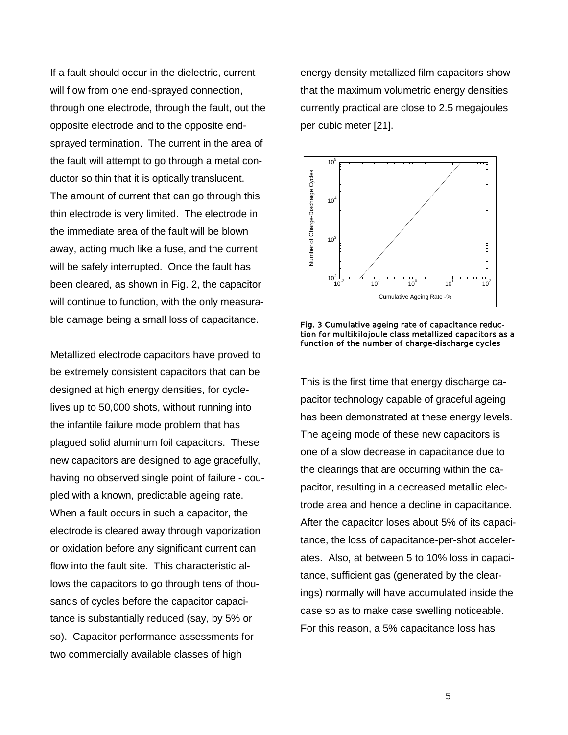If a fault should occur in the dielectric, current will flow from one end-sprayed connection, through one electrode, through the fault, out the opposite electrode and to the opposite end-sprayed termination. The current in the area of the fault will attempt to go through a metal conductor so thin that it is optically translucent. The amount of current that can go through this thin electrode is very limited. The electrode in the immediate area of the fault will be blown away, acting much like a fuse, and the current will be safely interrupted. Once the fault has been cleared, as shown in Fig. 2, the capacitor will continue to function, with the only measurable damage being a small loss of capacitance.

Metallized electrode capacitors have proved to be extremely consistent capacitors that can be designed at high energy densities, for cycle-lives up to 50,000 shots, without running into the infantile failure mode problem that has plagued solid aluminum foil capacitors. These new capacitors are designed to age gracefully, having no observed single point of failure - coupled with a known, predictable ageing rate. When a fault occurs in such a capacitor, the electrode is cleared away through vaporization or oxidation before any significant current can flow into the fault site. This characteristic allows the capacitors to go through tens of thousands of cycles before the capacitor capacitance is substantially reduced (say, by 5% or so). Capacitor performance assessments for two commercially available classes of high energy density metallized film capacitors show that the maximum volumetric energy densities currently practical are close to 2.5 megajoules per cubic meter [21].

**Fig. 3 Cumulative ageing rate of capacitance reduction for multikilojoule class metallized capacitors as a function of the number of charge-discharge cycles**

This is the first time that energy discharge capacitor technology capable of graceful ageing has been demonstrated at these energy levels. The ageing mode of these new capacitors is one of a slow decrease in capacitance due to the clearings that are occurring within the capacitor, resulting in a decreased metallic electrode area and hence a decline in capacitance. After the capacitor loses about 5% of its capacitance, the loss of capacitance-per-shot accelerates. Also, at between 5 to 10% loss in capacitance, sufficient gas (generated by the clearings) normally will have accumulated inside the case so as to make case swelling noticeable. For this reason, a 5% capacitance loss has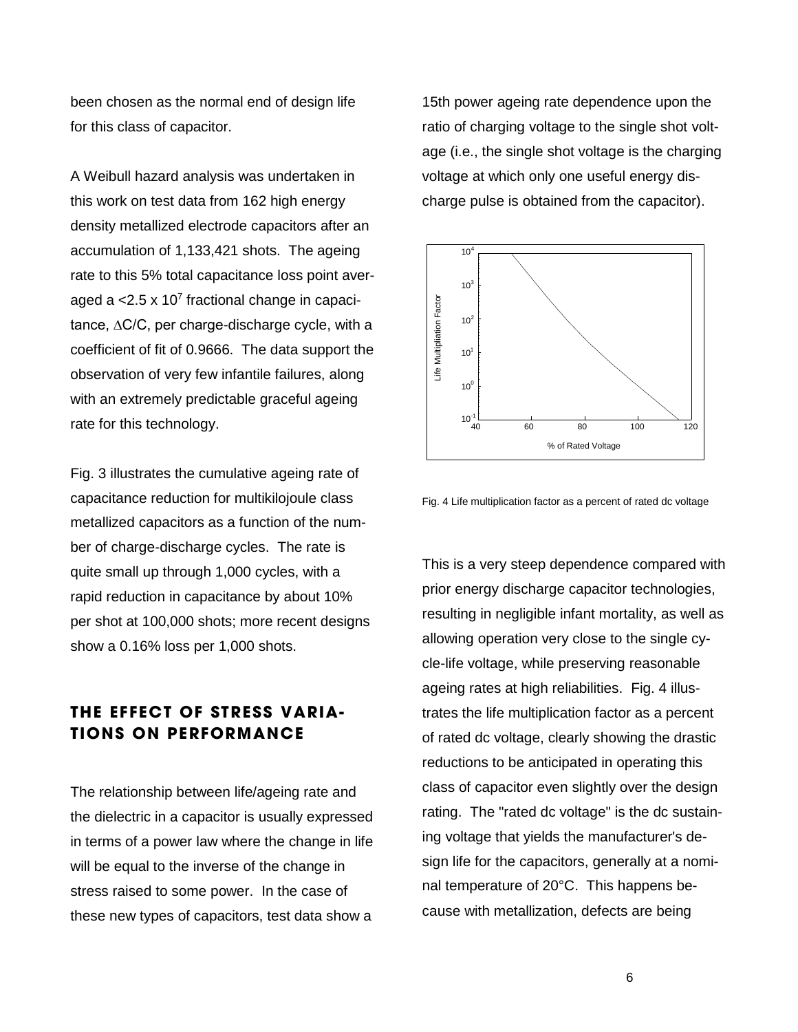been chosen as the normal end of design life for this class of capacitor.

A Weibull hazard analysis was undertaken in this work on test data from 162 high energy density metallized electrode capacitors after an accumulation of 1,133,421 shots. The ageing rate to this 5% total capacitance loss point averaged a <2.5 x $10^7$ fractional change in capacitance, $\Delta C/C$, per charge-discharge cycle, with a coefficient of fit of 0.9666. The data support the observation of very few infantile failures, along with an extremely predictable graceful ageing rate for this technology.

Fig. 3 illustrates the cumulative ageing rate of capacitance reduction for multikilojoule class metallized capacitors as a function of the number of charge-discharge cycles. The rate is quite small up through 1,000 cycles, with a rapid reduction in capacitance by about 10% per shot at 100,000 shots; more recent designs show a 0.16% loss per 1,000 shots.

## THE EFFECT OF STRESS VARIATIONS ON PERFORMANCE

The relationship between life/ageing rate and the dielectric in a capacitor is usually expressed in terms of a power law where the change in life will be equal to the inverse of the change in stress raised to some power. In the case of these new types of capacitors, test data show a 15th power ageing rate dependence upon the ratio of charging voltage to the single shot voltage (i.e., the single shot voltage is the charging voltage at which only one useful energy discharge pulse is obtained from the capacitor).

Fig. 4 Life multiplication factor as a percent of rated dc voltage

This is a very steep dependence compared with prior energy discharge capacitor technologies, resulting in negligible infant mortality, as well as allowing operation very close to the single cycle-life voltage, while preserving reasonable ageing rates at high reliabilities. Fig. 4 illustrates the life multiplication factor as a percent of rated dc voltage, clearly showing the drastic reductions to be anticipated in operating this class of capacitor even slightly over the design rating. The "rated dc voltage" is the dc sustaining voltage that yields the manufacturer's design life for the capacitors, generally at a nominal temperature of 20°C. This happens because with metallization, defects are being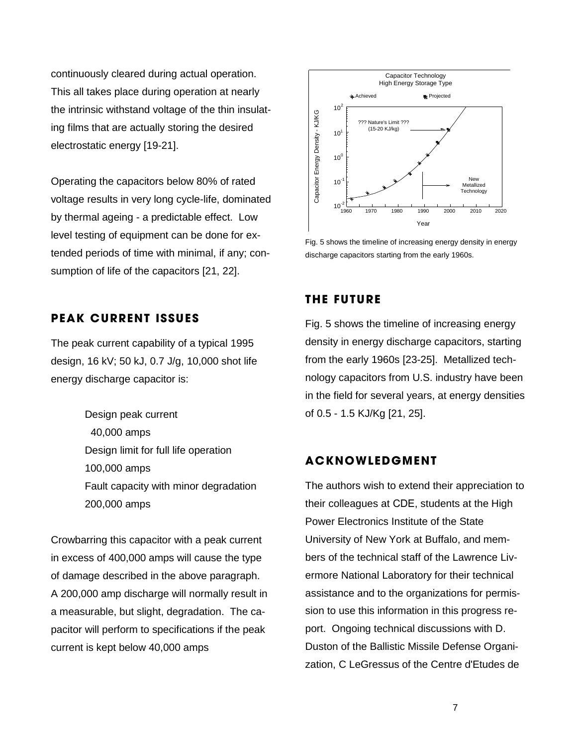continuously cleared during actual operation. This all takes place during operation at nearly the intrinsic withstand voltage of the thin insulating films that are actually storing the desired electrostatic energy [19-21].

Operating the capacitors below 80% of rated voltage results in very long cycle-life, dominated by thermal ageing - a predictable effect. Low level testing of equipment can be done for extended periods of time with minimal, if any; consumption of life of the capacitors [21, 22].

## PEAK CURRENT ISSUES

The peak current capability of a typical 1995 design, 16 kV; 50 kJ, 0.7 J/g, 10,000 shot life energy discharge capacitor is:

> Design peak current
> 40,000 amps
> Design limit for full life operation
> 100,000 amps
> Fault capacity with minor degradation
> 200,000 amps

Crowbarring this capacitor with a peak current in excess of 400,000 amps will cause the type of damage described in the above paragraph. A 200,000 amp discharge will normally result in a measurable, but slight, degradation. The capacitor will perform to specifications if the peak current is kept below 40,000 amps

Fig. 5 shows the timeline of increasing energy density in energy discharge capacitors starting from the early 1960s.

## THE FUTURE

Fig. 5 shows the timeline of increasing energy density in energy discharge capacitors, starting from the early 1960s [23-25]. Metallized technology capacitors from U.S. industry have been in the field for several years, at energy densities of 0.5 - 1.5 KJ/Kg [21, 25].

## ACKNOWLEDGMENT

The authors wish to extend their appreciation to their colleagues at CDE, students at the High Power Electronics Institute of the State University of New York at Buffalo, and members of the technical staff of the Lawrence Livermore National Laboratory for their technical assistance and to the organizations for permission to use this information in this progress report. Ongoing technical discussions with D. Duston of the Ballistic Missile Defense Organization, C LeGressus of the Centre d'Etudes de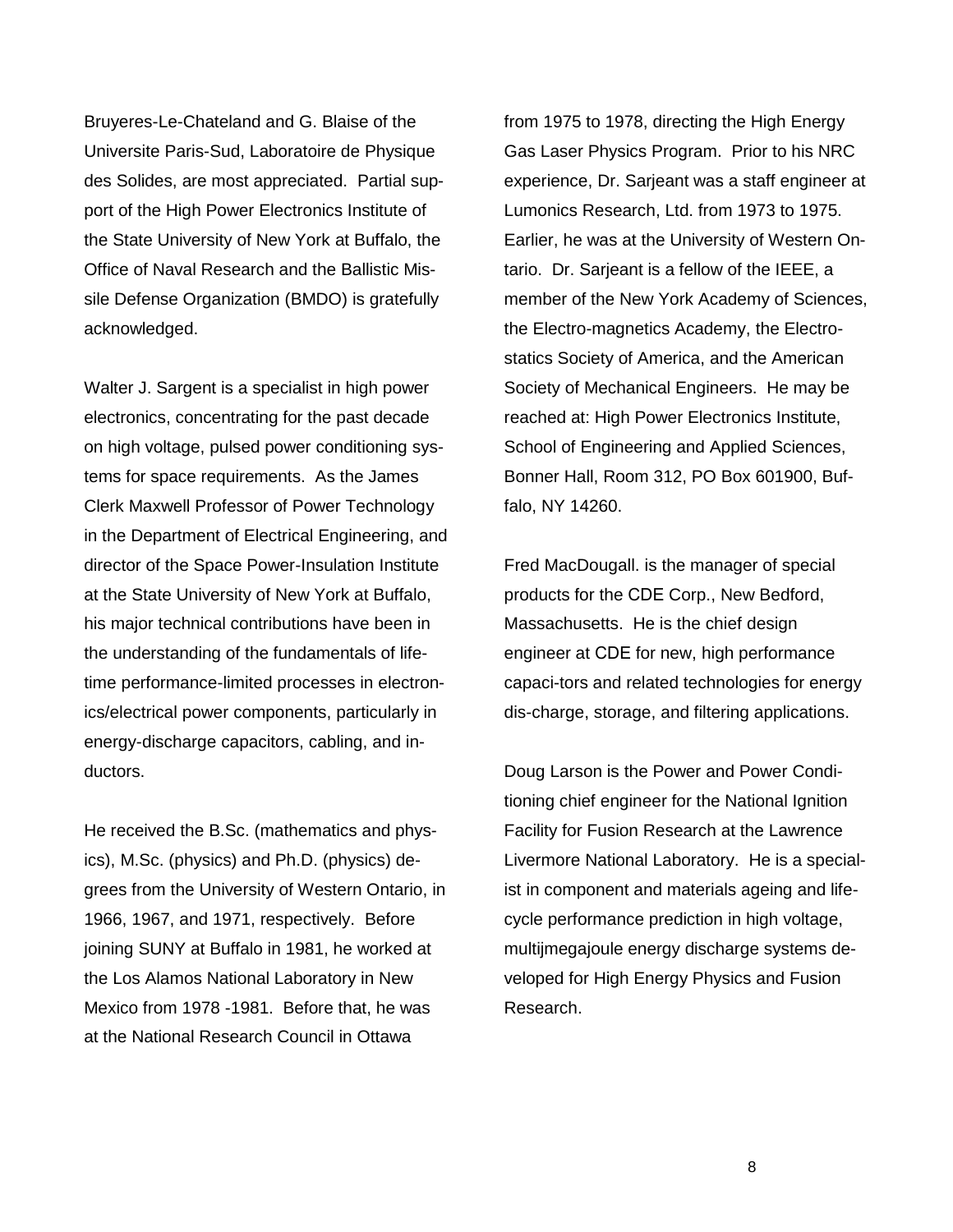Bruyeres-Le-Chateland and G. Blaise of the Universite Paris-Sud, Laboratoire de Physique des Solides, are most appreciated. Partial support of the High Power Electronics Institute of the State University of New York at Buffalo, the Office of Naval Research and the Ballistic Missile Defense Organization (BMDO) is gratefully acknowledged.

Walter J. Sargent is a specialist in high power electronics, concentrating for the past decade on high voltage, pulsed power conditioning systems for space requirements. As the James Clerk Maxwell Professor of Power Technology in the Department of Electrical Engineering, and director of the Space Power-Insulation Institute at the State University of New York at Buffalo, his major technical contributions have been in the understanding of the fundamentals of lifetime performance-limited processes in electronics/electrical power components, particularly in energy-discharge capacitors, cabling, and inductors.

He received the B.Sc. (mathematics and physics), M.Sc. (physics) and Ph.D. (physics) degrees from the University of Western Ontario, in 1966, 1967, and 1971, respectively. Before joining SUNY at Buffalo in 1981, he worked at the Los Alamos National Laboratory in New Mexico from 1978 -1981. Before that, he was at the National Research Council in Ottawa from 1975 to 1978, directing the High Energy Gas Laser Physics Program. Prior to his NRC experience, Dr. Sarjeant was a staff engineer at Lumonics Research, Ltd. from 1973 to 1975. Earlier, he was at the University of Western Ontario. Dr. Sarjeant is a fellow of the IEEE, a member of the New York Academy of Sciences, the Electro-magnetics Academy, the Electrostatics Society of America, and the American Society of Mechanical Engineers. He may be reached at: High Power Electronics Institute, School of Engineering and Applied Sciences, Bonner Hall, Room 312, PO Box 601900, Buffalo, NY 14260.

Fred MacDougall. is the manager of special products for the CDE Corp., New Bedford, Massachusetts. He is the chief design engineer at CDE for new, high performance capaci-tors and related technologies for energy dis-charge, storage, and filtering applications.

Doug Larson is the Power and Power Conditioning chief engineer for the National Ignition Facility for Fusion Research at the Lawrence Livermore National Laboratory. He is a specialist in component and materials ageing and lifecycle performance prediction in high voltage, multijmegajoule energy discharge systems developed for High Energy Physics and Fusion Research.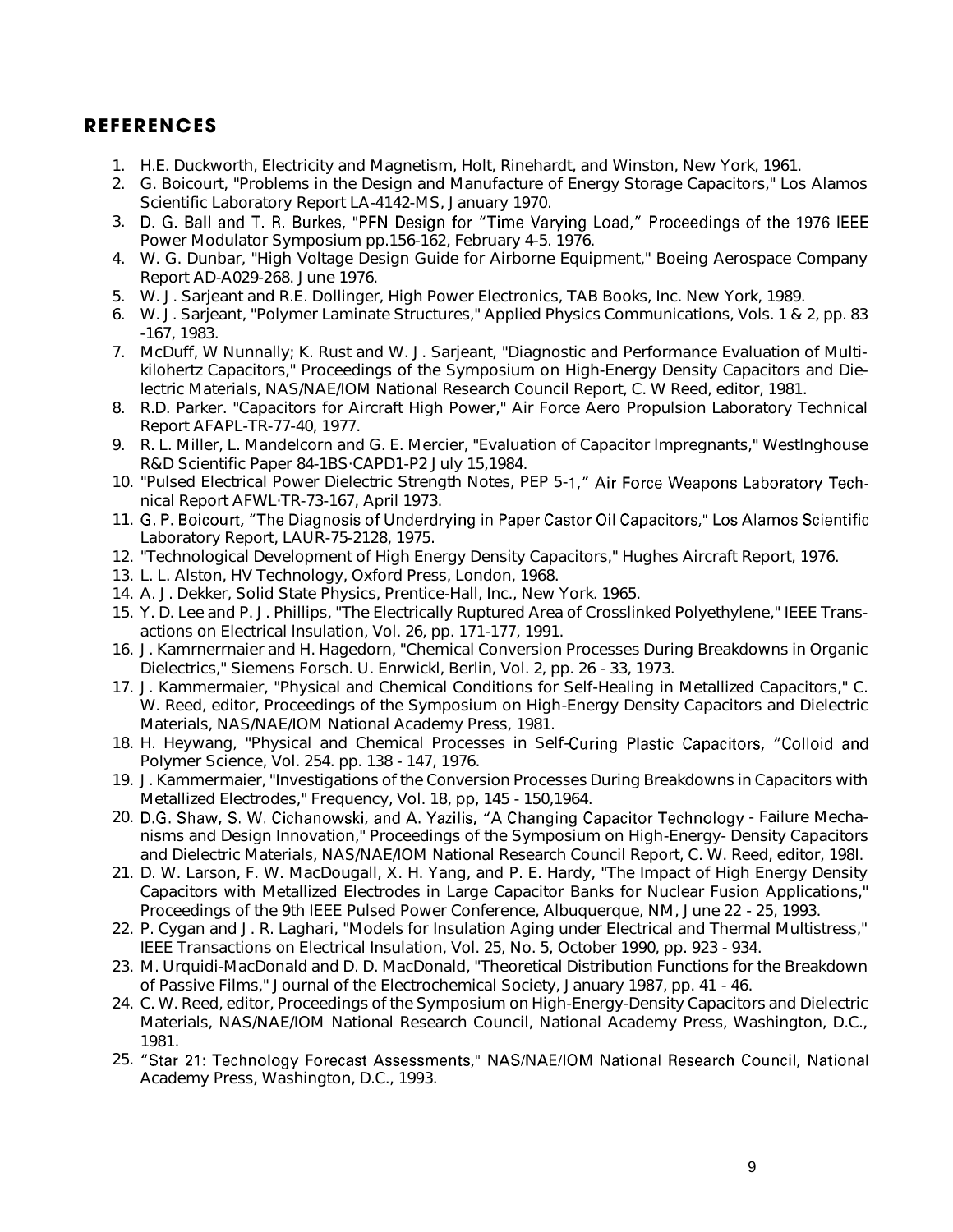## REFERENCES

1. H.E. Duckworth, Electricity and Magnetism, Holt, Rinehardt, and Winston, New York, 1961.
2. G. Boicourt, "Problems in the Design and Manufacture of Energy Storage Capacitors," Los Alamos Scientific Laboratory Report LA-4142-MS, January 1970.
3. D. G. Ball and T. R. Burkes, "PFN Design for "Time Varying Load," Proceedings of the 1976 IEEE Power Modulator Symposium pp.156-162, February 4-5. 1976.
4. W. G. Dunbar, "High Voltage Design Guide for Airborne Equipment," Boeing Aerospace Company Report AD-A029-268. June 1976.
5. W. J. Sarjeant and R.E. Dollinger, High Power Electronics, TAB Books, Inc. New York, 1989.
6. W. J. Sarjeant, "Polymer Laminate Structures," Applied Physics Communications, Vols. 1 & 2, pp. 83 -167, 1983.
7. McDuff, W Nunnally; K. Rust and W. J. Sarjeant, "Diagnostic and Performance Evaluation of Multi-kilohertz Capacitors," Proceedings of the Symposium on High-Energy Density Capacitors and Dielectric Materials, NAS/NAE/IOM National Research Council Report, C. W Reed, editor, 1981.
8. R.D. Parker. "Capacitors for Aircraft High Power," Air Force Aero Propulsion Laboratory Technical Report AFAPL-TR-77-40, 1977.
9. R. L. Miller, L. Mandelcorn and G. E. Mercier, "Evaluation of Capacitor lmpregnants," Westlnghouse R&D Scientific Paper 84-1BS·CAPD1-P2 July 15,1984.
10. "Pulsed Electrical Power Dielectric Strength Notes, PEP 5-1," Air Force Weapons Laboratory Technical Report AFWL·TR-73-167, April 1973.
11. G. P. Boicourt, "The Diagnosis of Underdrying in Paper Castor Oil Capacitors," Los Alamos Scientific Laboratory Report, LAUR-75-2128, 1975.
12. "Technological Development of High Energy Density Capacitors," Hughes Aircraft Report, 1976.
13. L. L. Alston, HV Technology, Oxford Press, London, 1968.
14. A. J. Dekker, Solid State Physics, Prentice-Hall, Inc., New York. 1965.
15. Y. D. Lee and P. J. Phillips, "The Electrically Ruptured Area of Crosslinked Polyethylene," IEEE Transactions on Electrical lnsulation, Vol. 26, pp. 171-177, 1991.
16. J. Kamrnerrnaier and H. Hagedorn, "Chemical Conversion Processes During Breakdowns in Organic Dielectrics," Siemens Forsch. U. Enrwickl, Berlin, Vol. 2, pp. 26 - 33, 1973.
17. J. Kammermaier, "Physical and Chemical Conditions for Self-Healing in Metallized Capacitors," C. W. Reed, editor, Proceedings of the Symposium on High-Energy Density Capacitors and Dielectric Materials, NAS/NAE/IOM National Academy Press, 1981.
18. H. Heywang, "Physical and Chemical Processes in Self-Curing Plastic Capacitors, "Colloid and Polymer Science, Vol. 254. pp. 138 - 147, 1976.
19. J. Kammermaier, "Investigations of the Conversion Processes During Breakdowns in Capacitors with Metallized Electrodes," Frequency, Vol. 18, pp, 145 - 150,1964.
20. D.G. Shaw, S. W. Cichanowski, and A. Yazilis, "A Changing Capacitor Technology - Failure Mechanisms and Design Innovation," Proceedings of the Symposium on High-Energy- Density Capacitors and Dielectric Materials, NAS/NAE/IOM National Research Council Report, C. W. Reed, editor, 198l.
21. D. W. Larson, F. W. MacDougall, X. H. Yang, and P. E. Hardy, "The Impact of High Energy Density Capacitors with Metallized Electrodes in Large Capacitor Banks for Nuclear Fusion Applications," Proceedings of the 9th IEEE Pulsed Power Conference, Albuquerque, NM, June 22 - 25, 1993.
22. P. Cygan and J. R. Laghari, "Models for Insulation Aging under Electrical and Thermal Multistress," IEEE Transactions on Electrical lnsulation, Vol. 25, No. 5, October 1990, pp. 923 - 934.
23. M. Urquidi-MacDonald and D. D. MacDonald, "Theoretical Distribution Functions for the Breakdown of Passive Films," Journal of the Electrochemical Society, January 1987, pp. 41 - 46.
24. C. W. Reed, editor, Proceedings of the Symposium on High-Energy-Density Capacitors and Dielectric Materials, NAS/NAE/IOM National Research Council, National Academy Press, Washington, D.C., 1981.
25. "Star 21: Technology Forecast Assessments," NAS/NAE/IOM National Research Council, National Academy Press, Washington, D.C., 1993.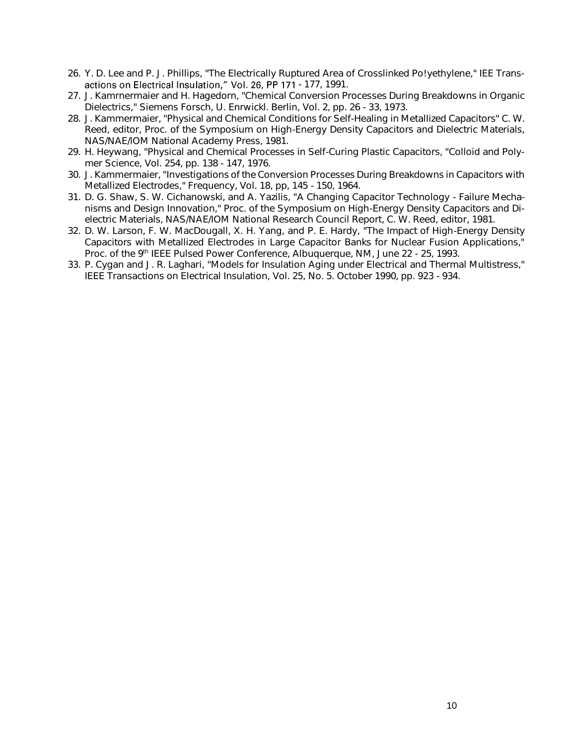26. Y. D. Lee and P. J. Phillips, "The Electrically Ruptured Area of Crosslinked Po!yethylene," IEE Transactions on Electrical Insulation," Vol. 26, PP 171 - 177, 1991.
27. J. Kamrnermaier and H. Hagedorn, "Chemical Conversion Processes During Breakdowns in Organic Dielectrics," Siemens Forsch, U. Enrwickl. Berlin, Vol. 2, pp. 26 - 33, 1973.
28. J. Kammermaier, "Physical and Chemical Conditions for Self-Healing in Metallized Capacitors" C. W. Reed, editor, Proc. of the Symposium on High-Energy Density Capacitors and Dielectric Materials, NAS/NAE/IOM National Academy Press, 1981.
29. H. Heywang, "Physical and Chemical Processes in Self-Curing Plastic Capacitors, "Colloid and Polymer Science, Vol. 254, pp. 138 - 147, 1976.
30. J. Kammermaier, "Investigations of the Conversion Processes During Breakdowns in Capacitors with Metallized Electrodes," Frequency, Vol. 18, pp, 145 - 150, 1964.
31. D. G. Shaw, S. W. Cichanowski, and A. Yazilis, "A Changing Capacitor Technology - Failure Mechanisms and Design Innovation," Proc. of the Symposium on High-Energy Density Capacitors and Dielectric Materials, NAS/NAE/IOM National Research Council Report, C. W. Reed, editor, 1981.
32. D. W. Larson, F. W. MacDougall, X. H. Yang, and P. E. Hardy, "The Impact of High-Energy Density Capacitors with Metallized Electrodes in Large Capacitor Banks for Nuclear Fusion Applications," Proc. of the 9th IEEE Pulsed Power Conference, Albuquerque, NM, June 22 - 25, 1993.
33. P. Cygan and J. R. Laghari, "Models for Insulation Aging under Electrical and Thermal Multistress," IEEE Transactions on Electrical Insulation, Vol. 25, No. 5. October 1990, pp. 923 - 934.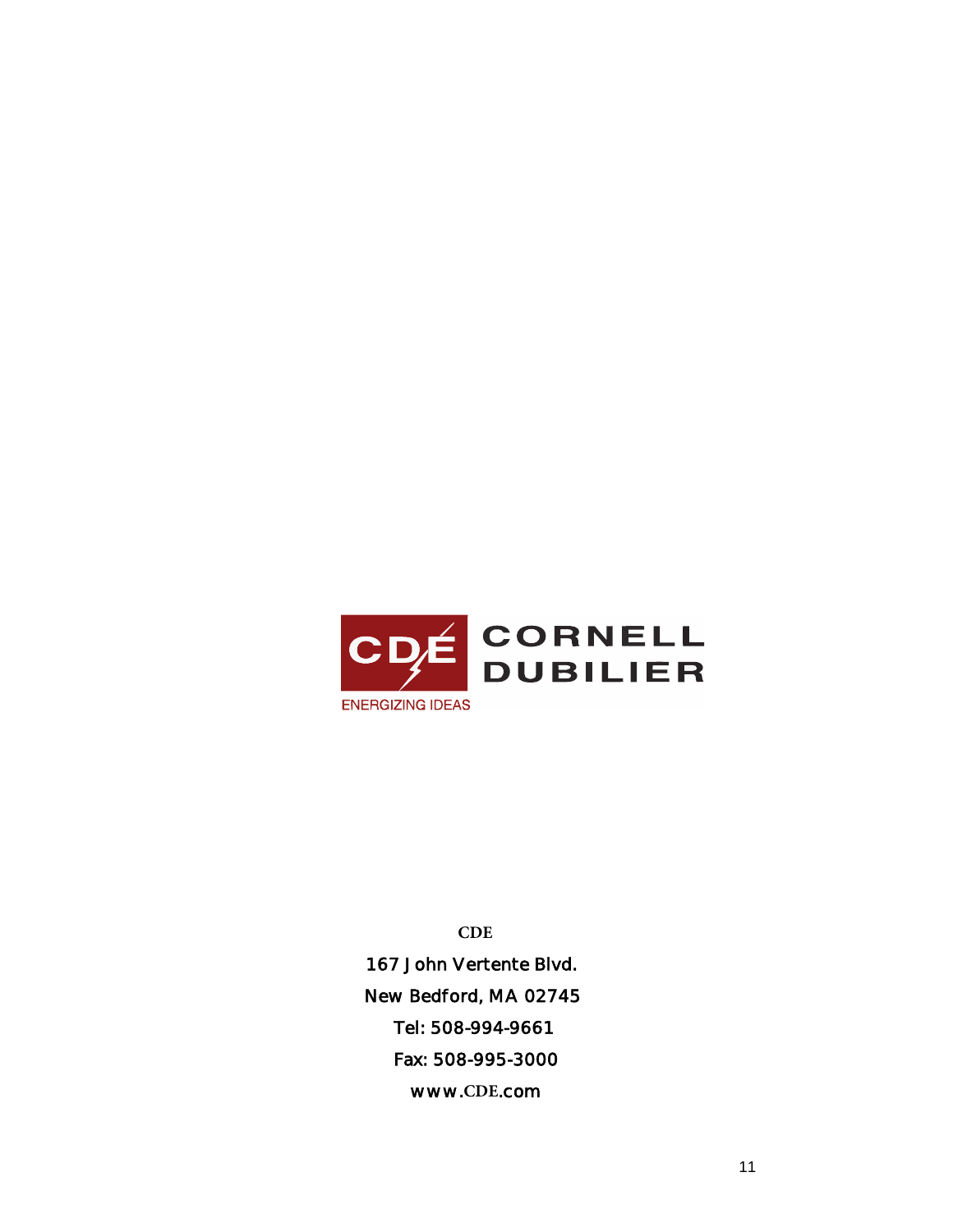CDE CORNELL DUBILIER

ENERGIZING IDEAS

**CDE**

167 John Vertente Blvd.

New Bedford, MA 02745

Tel: 508-994-9661

Fax: 508-995-3000

www.CDE.com